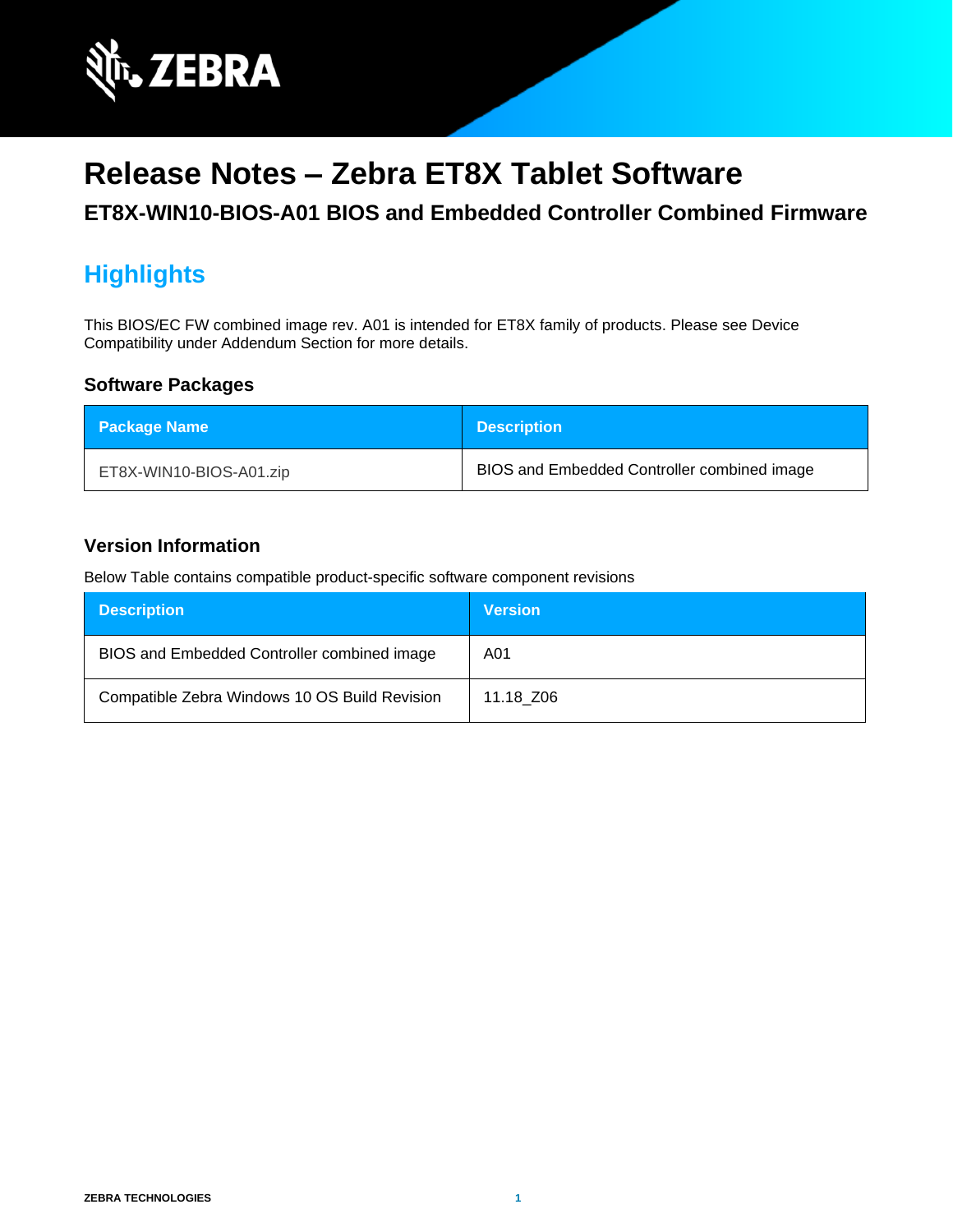# Release Notes – Zebra ET8X Tablet Software

## ET8X-WIN10-BIOS-A01 BIOS and Embedded Controller Combined Firmware

## Highlights

This BIOS/EC FW combined image rev. A01 is intended for ET8X family of products. Please see Device Compatibility under Addendum Section for more details.

### Software Packages

| Package Name | Description |
| --- | --- |
| ET8X-WIN10-BIOS-A01.zip | BIOS and Embedded Controller combined image |

### Version Information

Below Table contains compatible product-specific software component revisions

| Description | Version |
| --- | --- |
| BIOS and Embedded Controller combined image | A01 |
| Compatible Zebra Windows 10 OS Build Revision | 11.18_Z06 |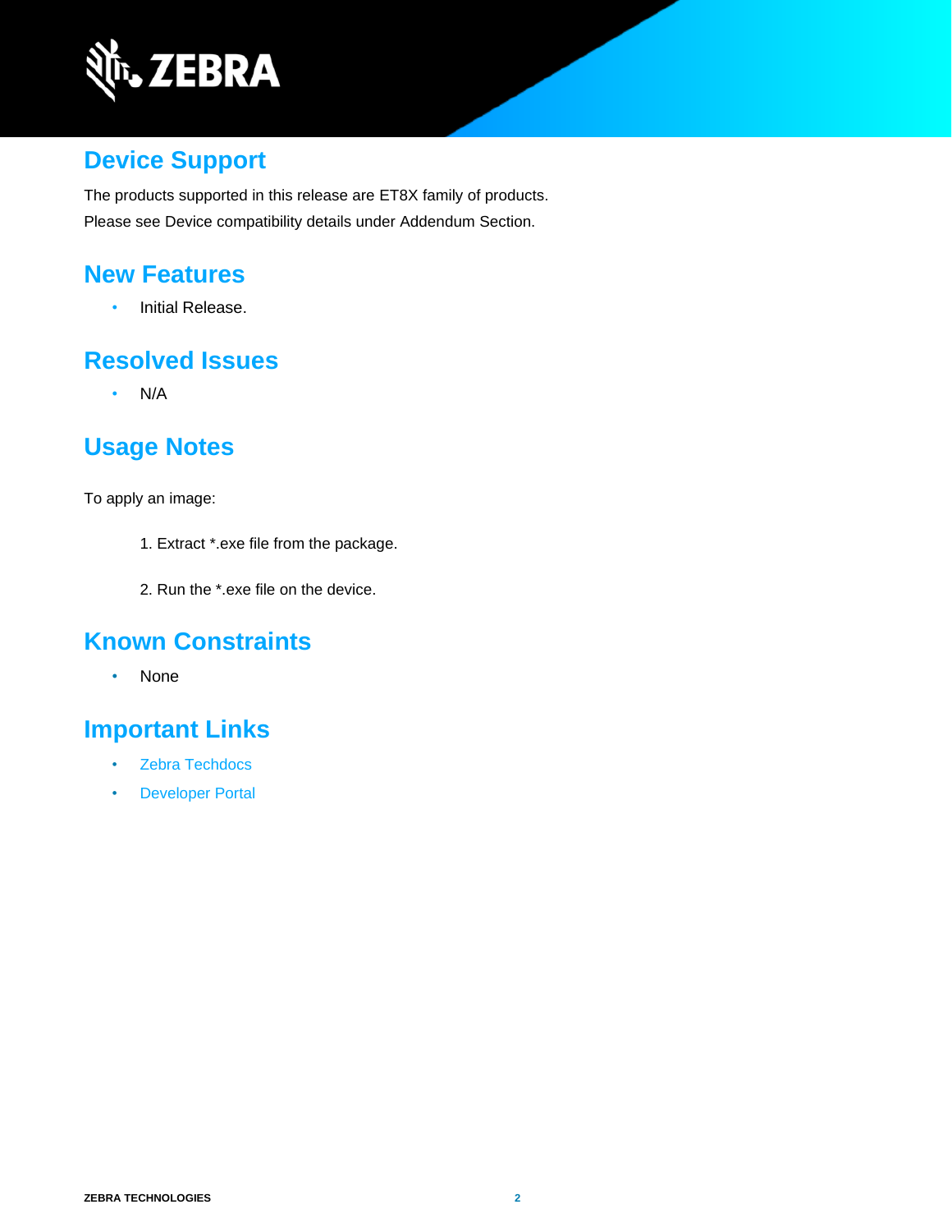## Device Support

The products supported in this release are ET8X family of products.
Please see Device compatibility details under Addendum Section.

## New Features

- Initial Release.

## Resolved Issues

- N/A

## Usage Notes

To apply an image:

1. Extract *.exe file from the package.

2. Run the *.exe file on the device.

## Known Constraints

- None

## Important Links

- Zebra Techdocs
- Developer Portal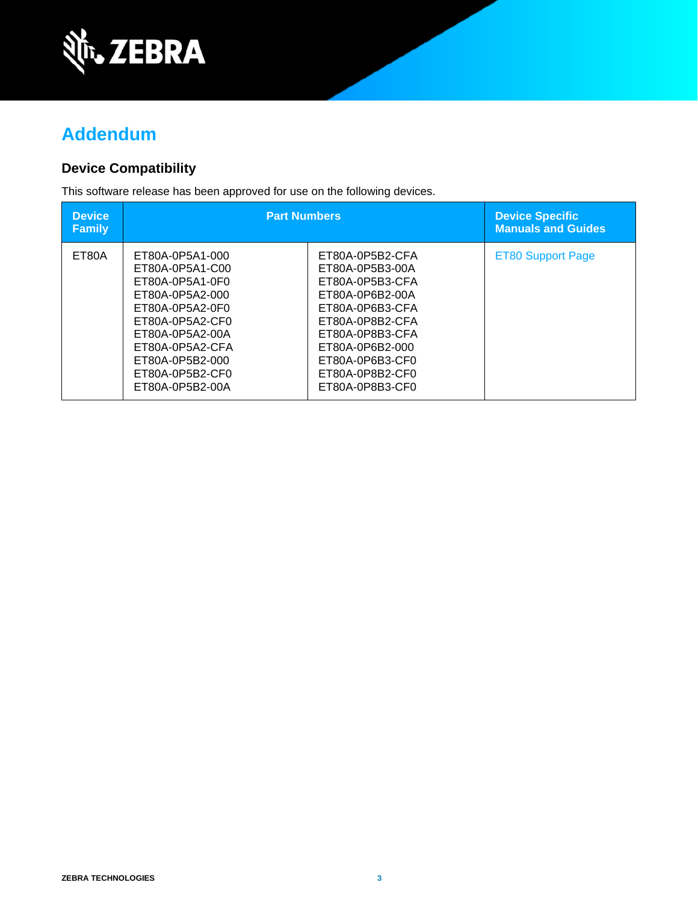# Addendum

## Device Compatibility

This software release has been approved for use on the following devices.

| Device Family | Part Numbers | | Device Specific Manuals and Guides |
|---|---|---|---|
| ET80A | ET80A-0P5A1-000<br>ET80A-0P5A1-C00<br>ET80A-0P5A1-0F0<br>ET80A-0P5A2-000<br>ET80A-0P5A2-0F0<br>ET80A-0P5A2-CF0<br>ET80A-0P5A2-00A<br>ET80A-0P5A2-CFA<br>ET80A-0P5B2-000<br>ET80A-0P5B2-CF0<br>ET80A-0P5B2-00A | ET80A-0P5B2-CFA<br>ET80A-0P5B3-00A<br>ET80A-0P5B3-CFA<br>ET80A-0P6B2-00A<br>ET80A-0P6B3-CFA<br>ET80A-0P8B2-CFA<br>ET80A-0P8B3-CFA<br>ET80A-0P6B2-000<br>ET80A-0P6B3-CF0<br>ET80A-0P8B2-CF0<br>ET80A-0P8B3-CF0 | ET80 Support Page |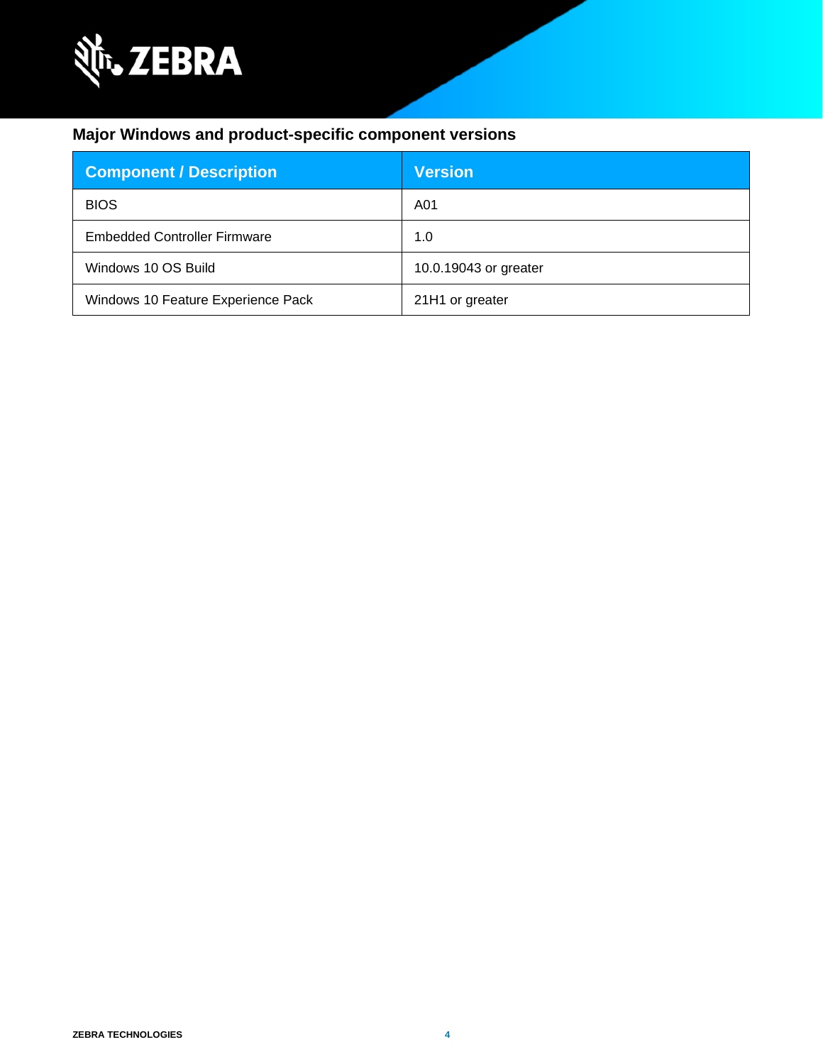### Major Windows and product-specific component versions

| Component / Description | Version |
| --- | --- |
| BIOS | A01 |
| Embedded Controller Firmware | 1.0 |
| Windows 10 OS Build | 10.0.19043 or greater |
| Windows 10 Feature Experience Pack | 21H1 or greater |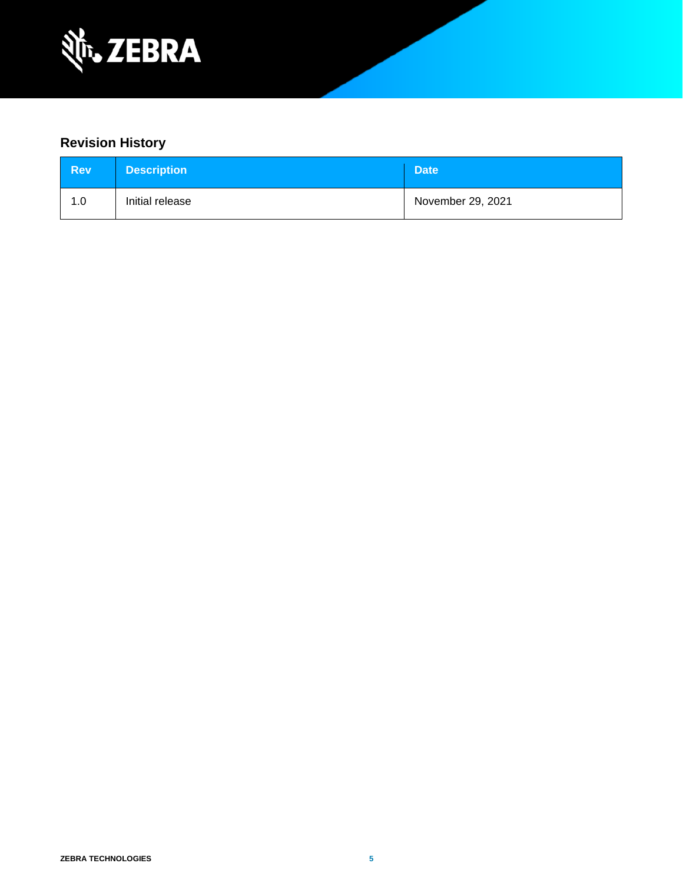## Revision History

| Rev | Description | Date |
| --- | --- | --- |
| 1.0 | Initial release | November 29, 2021 |